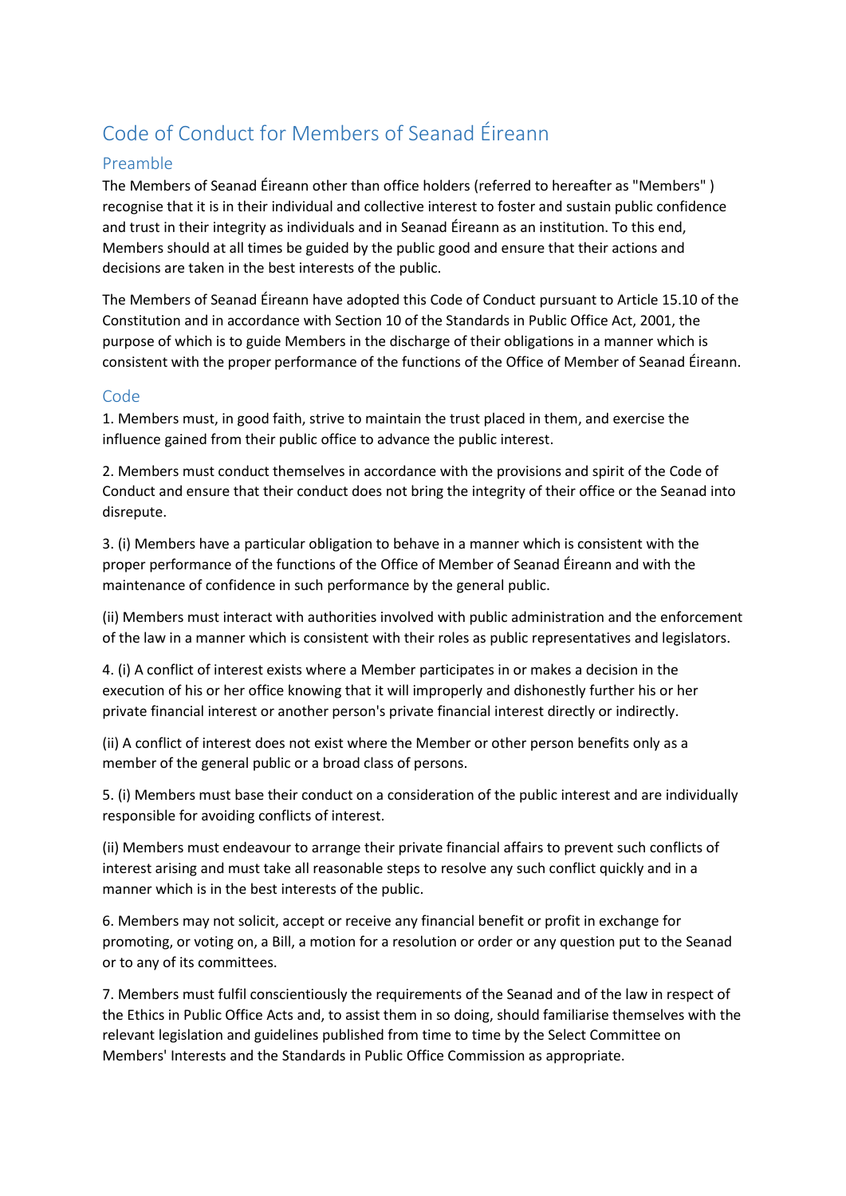# Code of Conduct for Members of Seanad Éireann

## Preamble

The Members of Seanad Éireann other than office holders (referred to hereafter as "Members" ) recognise that it is in their individual and collective interest to foster and sustain public confidence and trust in their integrity as individuals and in Seanad Éireann as an institution. To this end, Members should at all times be guided by the public good and ensure that their actions and decisions are taken in the best interests of the public.

The Members of Seanad Éireann have adopted this Code of Conduct pursuant to Article 15.10 of the Constitution and in accordance with Section 10 of the Standards in Public Office Act, 2001, the purpose of which is to guide Members in the discharge of their obligations in a manner which is consistent with the proper performance of the functions of the Office of Member of Seanad Éireann.

## Code

1. Members must, in good faith, strive to maintain the trust placed in them, and exercise the influence gained from their public office to advance the public interest.

2. Members must conduct themselves in accordance with the provisions and spirit of the Code of Conduct and ensure that their conduct does not bring the integrity of their office or the Seanad into disrepute.

3. (i) Members have a particular obligation to behave in a manner which is consistent with the proper performance of the functions of the Office of Member of Seanad Éireann and with the maintenance of confidence in such performance by the general public.

(ii) Members must interact with authorities involved with public administration and the enforcement of the law in a manner which is consistent with their roles as public representatives and legislators.

4. (i) A conflict of interest exists where a Member participates in or makes a decision in the execution of his or her office knowing that it will improperly and dishonestly further his or her private financial interest or another person's private financial interest directly or indirectly.

(ii) A conflict of interest does not exist where the Member or other person benefits only as a member of the general public or a broad class of persons.

5. (i) Members must base their conduct on a consideration of the public interest and are individually responsible for avoiding conflicts of interest.

(ii) Members must endeavour to arrange their private financial affairs to prevent such conflicts of interest arising and must take all reasonable steps to resolve any such conflict quickly and in a manner which is in the best interests of the public.

6. Members may not solicit, accept or receive any financial benefit or profit in exchange for promoting, or voting on, a Bill, a motion for a resolution or order or any question put to the Seanad or to any of its committees.

7. Members must fulfil conscientiously the requirements of the Seanad and of the law in respect of the Ethics in Public Office Acts and, to assist them in so doing, should familiarise themselves with the relevant legislation and guidelines published from time to time by the Select Committee on Members' Interests and the Standards in Public Office Commission as appropriate.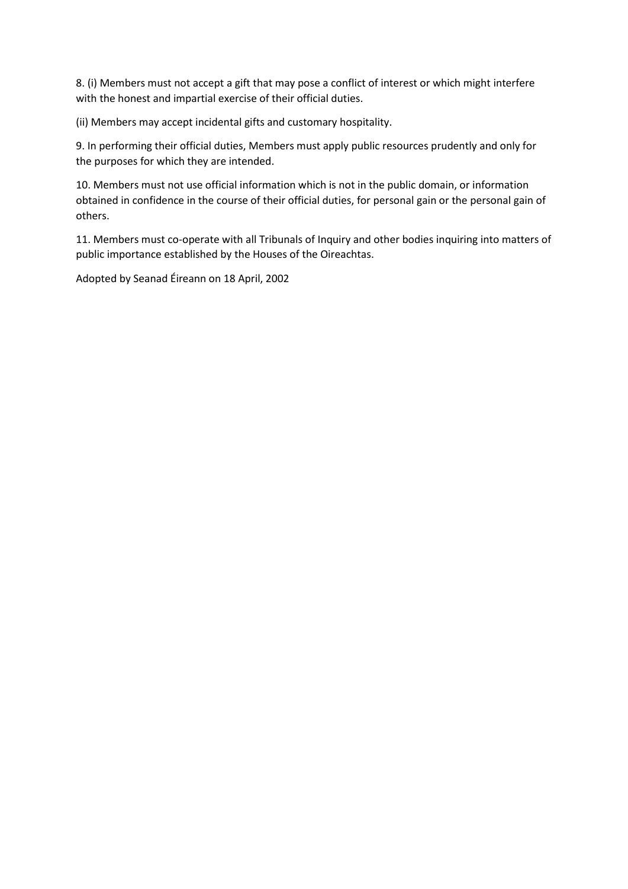8. (i) Members must not accept a gift that may pose a conflict of interest or which might interfere with the honest and impartial exercise of their official duties.

(ii) Members may accept incidental gifts and customary hospitality.

9. In performing their official duties, Members must apply public resources prudently and only for the purposes for which they are intended.

10. Members must not use official information which is not in the public domain, or information obtained in confidence in the course of their official duties, for personal gain or the personal gain of others.

11. Members must co-operate with all Tribunals of Inquiry and other bodies inquiring into matters of public importance established by the Houses of the Oireachtas.

Adopted by Seanad Éireann on 18 April, 2002